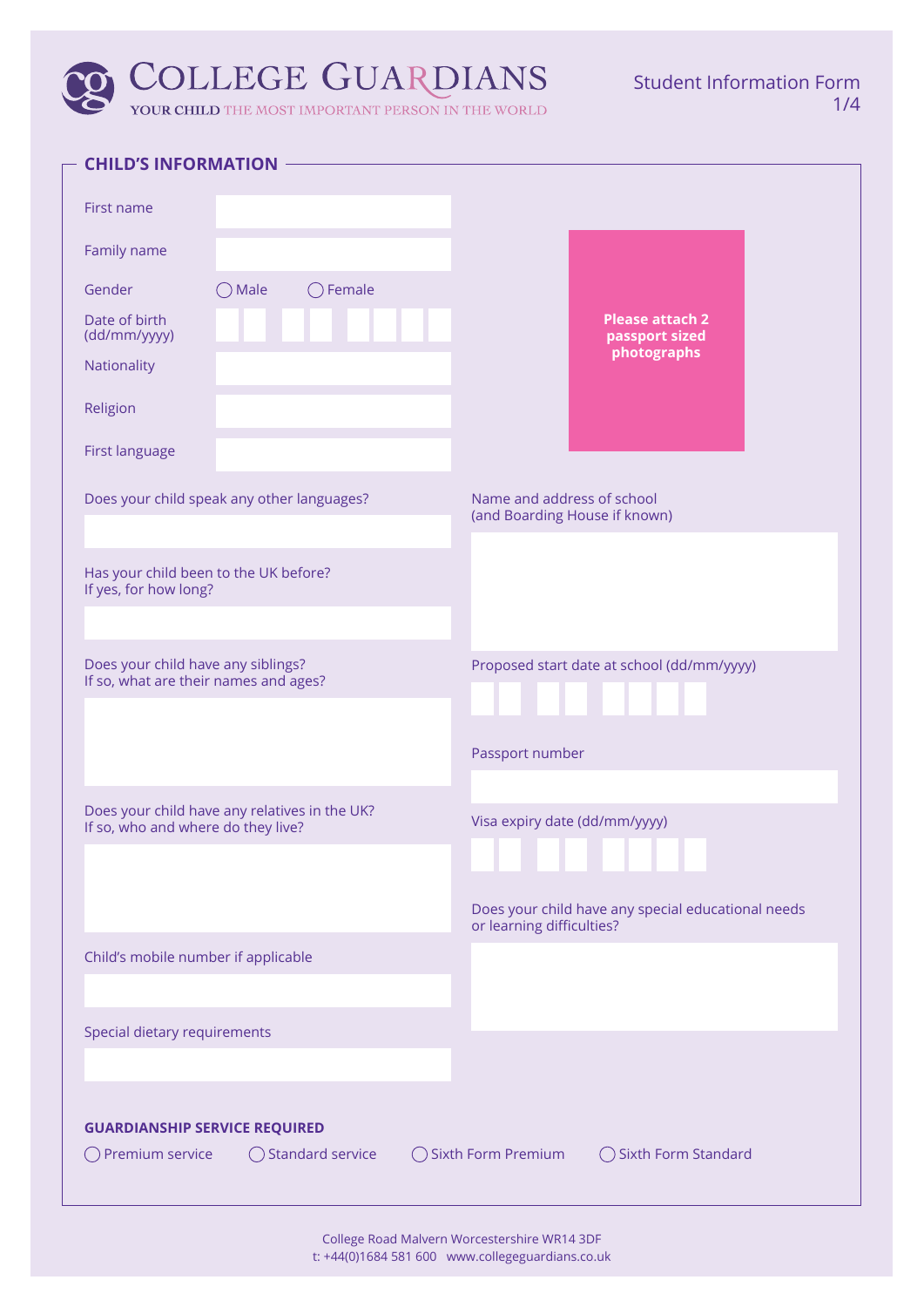# COLLEGE GUARDIANS

YOUR CHILD THE MOST IMPORTANT PERSON IN THE WORLD

Student Information Form

## CHILD'S INFORMATION

First name

Family name

Gender ◯ Male ◯ Female

Date of birth (dd/mm/yyyy)

Nationality

Religion

First language

**Please attach 2 passport sized photographs**

Does your child speak any other languages?

Has your child been to the UK before?
If yes, for how long?

Does your child have any siblings?
If so, what are their names and ages?

Does your child have any relatives in the UK?
If so, who and where do they live?

Child's mobile number if applicable

Special dietary requirements

Name and address of school
(and Boarding House if known)

Proposed start date at school (dd/mm/yyyy)

Passport number

Visa expiry date (dd/mm/yyyy)

Does your child have any special educational needs or learning difficulties?

**GUARDIANSHIP SERVICE REQUIRED**

◯ Premium service ◯ Standard service ◯ Sixth Form Premium ◯ Sixth Form Standard

College Road Malvern Worcestershire WR14 3DF
t: +44(0)1684 581 600 www.collegeguardians.co.uk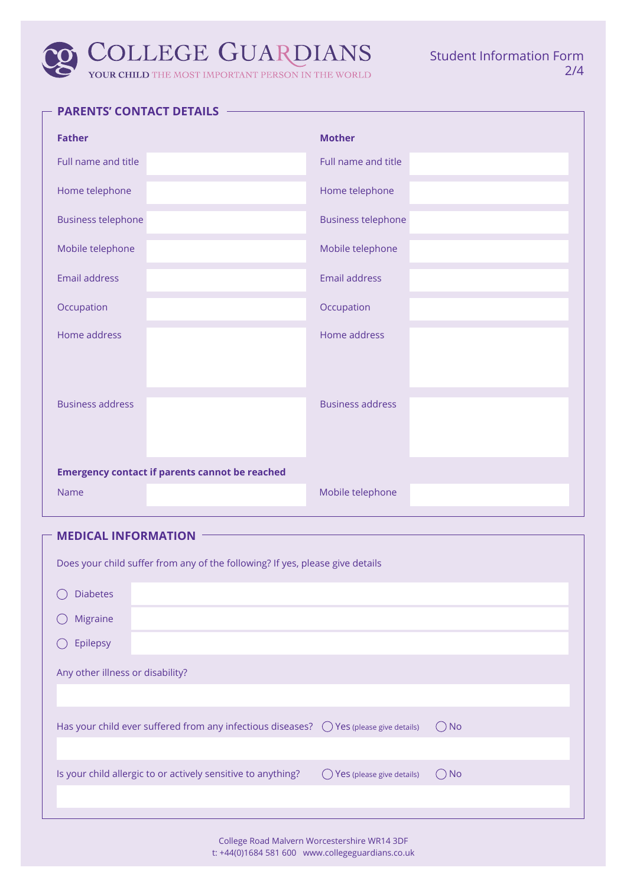# COLLEGE GUARDIANS

YOUR CHILD THE MOST IMPORTANT PERSON IN THE WORLD

Student Information Form

## PARENTS' CONTACT DETAILS

| **Father** | | **Mother** | |
|---|---|---|---|
| Full name and title | | Full name and title | |
| Home telephone | | Home telephone | |
| Business telephone | | Business telephone | |
| Mobile telephone | | Mobile telephone | |
| Email address | | Email address | |
| Occupation | | Occupation | |
| Home address | | Home address | |
| Business address | | Business address | |

**Emergency contact if parents cannot be reached**

| Name | | Mobile telephone | |
|---|---|---|---|

## MEDICAL INFORMATION

Does your child suffer from any of the following? If yes, please give details

- ◯ Diabetes
- ◯ Migraine
- ◯ Epilepsy

Any other illness or disability?

Has your child ever suffered from any infectious diseases? ◯ Yes (please give details) ◯ No

Is your child allergic to or actively sensitive to anything? ◯ Yes (please give details) ◯ No

College Road Malvern Worcestershire WR14 3DF
t: +44(0)1684 581 600 www.collegeguardians.co.uk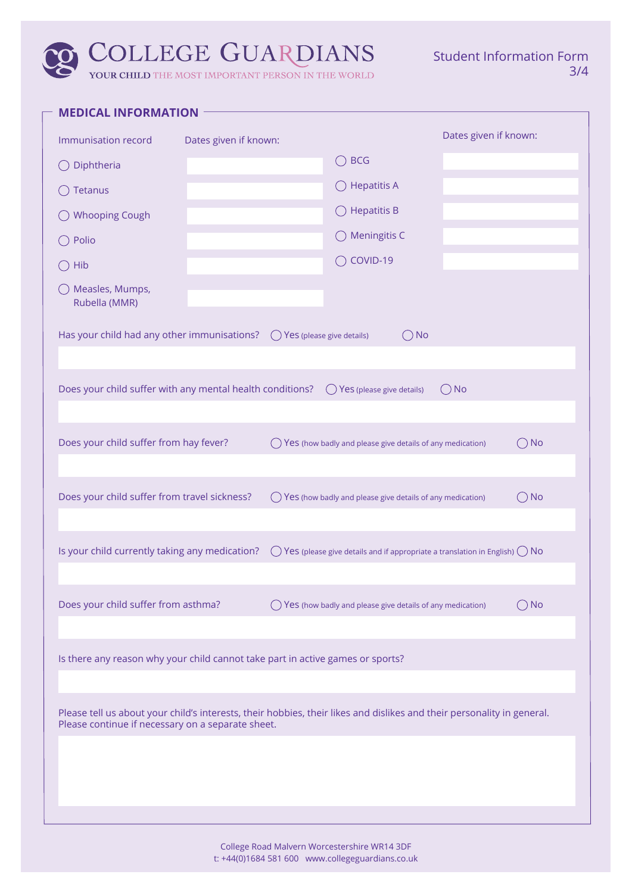COLLEGE GUARDIANS

YOUR CHILD THE MOST IMPORTANT PERSON IN THE WORLD

Student Information Form

## MEDICAL INFORMATION

| Immunisation record | Dates given if known: | | Dates given if known: |
|---|---|---|---|
| ◯ Diphtheria | | ◯ BCG | |
| ◯ Tetanus | | ◯ Hepatitis A | |
| ◯ Whooping Cough | | ◯ Hepatitis B | |
| ◯ Polio | | ◯ Meningitis C | |
| ◯ Hib | | ◯ COVID-19 | |
| ◯ Measles, Mumps, Rubella (MMR) | | | |

Has your child had any other immunisations? ◯ Yes (please give details) ◯ No

Does your child suffer with any mental health conditions? ◯ Yes (please give details) ◯ No

Does your child suffer from hay fever? ◯ Yes (how badly and please give details of any medication) ◯ No

Does your child suffer from travel sickness? ◯ Yes (how badly and please give details of any medication) ◯ No

Is your child currently taking any medication? ◯ Yes (please give details and if appropriate a translation in English) ◯ No

Does your child suffer from asthma? ◯ Yes (how badly and please give details of any medication) ◯ No

Is there any reason why your child cannot take part in active games or sports?

Please tell us about your child's interests, their hobbies, their likes and dislikes and their personality in general. Please continue if necessary on a separate sheet.

College Road Malvern Worcestershire WR14 3DF
t: +44(0)1684 581 600 www.collegeguardians.co.uk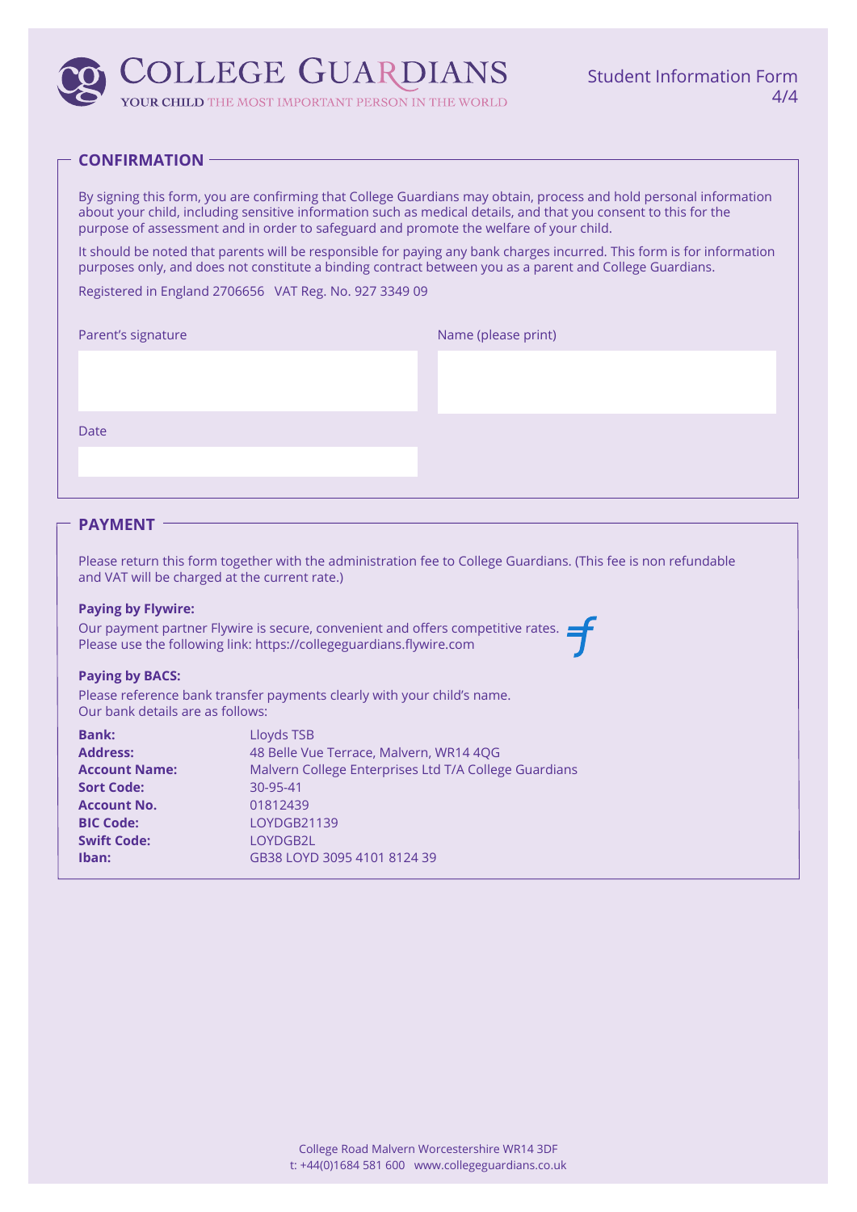# COLLEGE GUARDIANS

YOUR CHILD THE MOST IMPORTANT PERSON IN THE WORLD

Student Information Form 4/4

## CONFIRMATION

By signing this form, you are confirming that College Guardians may obtain, process and hold personal information about your child, including sensitive information such as medical details, and that you consent to this for the purpose of assessment and in order to safeguard and promote the welfare of your child.

It should be noted that parents will be responsible for paying any bank charges incurred. This form is for information purposes only, and does not constitute a binding contract between you as a parent and College Guardians.

Registered in England 2706656 VAT Reg. No. 927 3349 09

Parent's signature

Name (please print)

Date

## PAYMENT

Please return this form together with the administration fee to College Guardians. (This fee is non refundable and VAT will be charged at the current rate.)

**Paying by Flywire:**

Our payment partner Flywire is secure, convenient and offers competitive rates.
Please use the following link: https://collegeguardians.flywire.com

**Paying by BACS:**

Please reference bank transfer payments clearly with your child's name.
Our bank details are as follows:

| | |
|---|---|
| **Bank:** | Lloyds TSB |
| **Address:** | 48 Belle Vue Terrace, Malvern, WR14 4QG |
| **Account Name:** | Malvern College Enterprises Ltd T/A College Guardians |
| **Sort Code:** | 30-95-41 |
| **Account No.** | 01812439 |
| **BIC Code:** | LOYDGB21139 |
| **Swift Code:** | LOYDGB2L |
| **Iban:** | GB38 LOYD 3095 4101 8124 39 |

College Road Malvern Worcestershire WR14 3DF
t: +44(0)1684 581 600 www.collegeguardians.co.uk